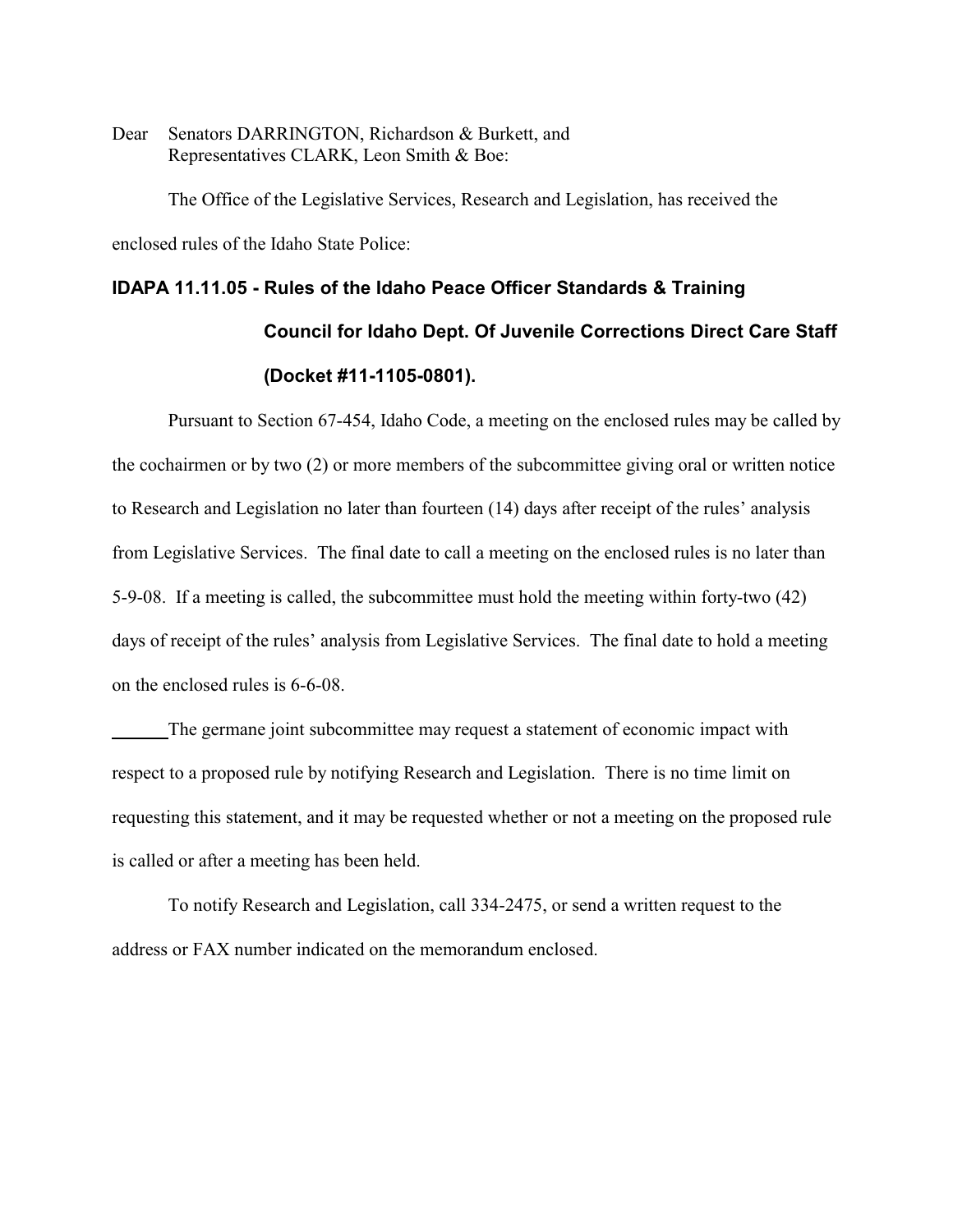Dear Senators DARRINGTON, Richardson & Burkett, and
Representatives CLARK, Leon Smith & Boe:

The Office of the Legislative Services, Research and Legislation, has received the enclosed rules of the Idaho State Police:

**IDAPA 11.11.05 - Rules of the Idaho Peace Officer Standards & Training Council for Idaho Dept. Of Juvenile Corrections Direct Care Staff (Docket #11-1105-0801).**

Pursuant to Section 67-454, Idaho Code, a meeting on the enclosed rules may be called by the cochairmen or by two (2) or more members of the subcommittee giving oral or written notice to Research and Legislation no later than fourteen (14) days after receipt of the rules' analysis from Legislative Services. The final date to call a meeting on the enclosed rules is no later than 5-9-08. If a meeting is called, the subcommittee must hold the meeting within forty-two (42) days of receipt of the rules' analysis from Legislative Services. The final date to hold a meeting on the enclosed rules is 6-6-08.

______The germane joint subcommittee may request a statement of economic impact with respect to a proposed rule by notifying Research and Legislation. There is no time limit on requesting this statement, and it may be requested whether or not a meeting on the proposed rule is called or after a meeting has been held.

To notify Research and Legislation, call 334-2475, or send a written request to the address or FAX number indicated on the memorandum enclosed.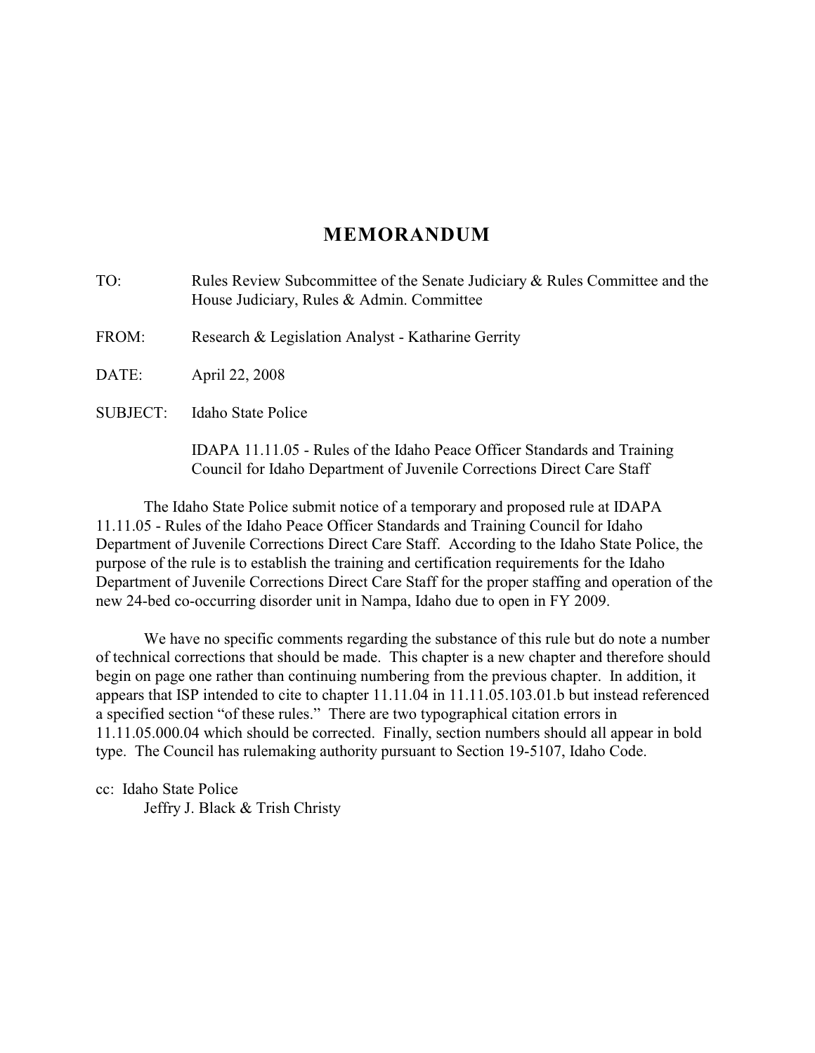# MEMORANDUM

TO: Rules Review Subcommittee of the Senate Judiciary & Rules Committee and the House Judiciary, Rules & Admin. Committee

FROM: Research & Legislation Analyst - Katharine Gerrity

DATE: April 22, 2008

SUBJECT: Idaho State Police

IDAPA 11.11.05 - Rules of the Idaho Peace Officer Standards and Training Council for Idaho Department of Juvenile Corrections Direct Care Staff

The Idaho State Police submit notice of a temporary and proposed rule at IDAPA 11.11.05 - Rules of the Idaho Peace Officer Standards and Training Council for Idaho Department of Juvenile Corrections Direct Care Staff. According to the Idaho State Police, the purpose of the rule is to establish the training and certification requirements for the Idaho Department of Juvenile Corrections Direct Care Staff for the proper staffing and operation of the new 24-bed co-occurring disorder unit in Nampa, Idaho due to open in FY 2009.

We have no specific comments regarding the substance of this rule but do note a number of technical corrections that should be made. This chapter is a new chapter and therefore should begin on page one rather than continuing numbering from the previous chapter. In addition, it appears that ISP intended to cite to chapter 11.11.04 in 11.11.05.103.01.b but instead referenced a specified section "of these rules." There are two typographical citation errors in 11.11.05.000.04 which should be corrected. Finally, section numbers should all appear in bold type. The Council has rulemaking authority pursuant to Section 19-5107, Idaho Code.

cc: Idaho State Police
Jeffry J. Black & Trish Christy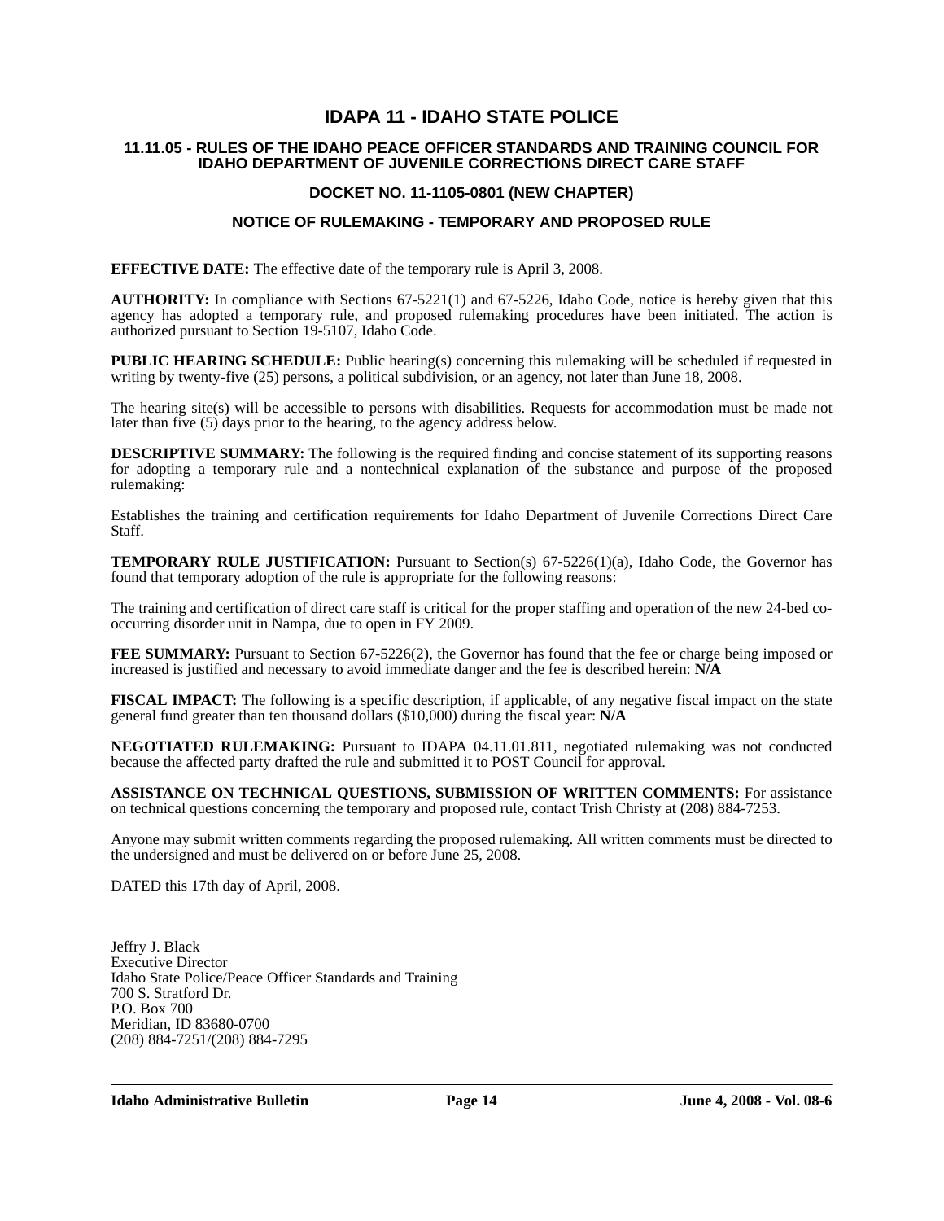# IDAPA 11 - IDAHO STATE POLICE

## 11.11.05 - RULES OF THE IDAHO PEACE OFFICER STANDARDS AND TRAINING COUNCIL FOR IDAHO DEPARTMENT OF JUVENILE CORRECTIONS DIRECT CARE STAFF

### DOCKET NO. 11-1105-0801 (NEW CHAPTER)

### NOTICE OF RULEMAKING - TEMPORARY AND PROPOSED RULE

**EFFECTIVE DATE:** The effective date of the temporary rule is April 3, 2008.

**AUTHORITY:** In compliance with Sections 67-5221(1) and 67-5226, Idaho Code, notice is hereby given that this agency has adopted a temporary rule, and proposed rulemaking procedures have been initiated. The action is authorized pursuant to Section 19-5107, Idaho Code.

**PUBLIC HEARING SCHEDULE:** Public hearing(s) concerning this rulemaking will be scheduled if requested in writing by twenty-five (25) persons, a political subdivision, or an agency, not later than June 18, 2008.

The hearing site(s) will be accessible to persons with disabilities. Requests for accommodation must be made not later than five (5) days prior to the hearing, to the agency address below.

**DESCRIPTIVE SUMMARY:** The following is the required finding and concise statement of its supporting reasons for adopting a temporary rule and a nontechnical explanation of the substance and purpose of the proposed rulemaking:

Establishes the training and certification requirements for Idaho Department of Juvenile Corrections Direct Care Staff.

**TEMPORARY RULE JUSTIFICATION:** Pursuant to Section(s) 67-5226(1)(a), Idaho Code, the Governor has found that temporary adoption of the rule is appropriate for the following reasons:

The training and certification of direct care staff is critical for the proper staffing and operation of the new 24-bed co-occurring disorder unit in Nampa, due to open in FY 2009.

**FEE SUMMARY:** Pursuant to Section 67-5226(2), the Governor has found that the fee or charge being imposed or increased is justified and necessary to avoid immediate danger and the fee is described herein: **N/A**

**FISCAL IMPACT:** The following is a specific description, if applicable, of any negative fiscal impact on the state general fund greater than ten thousand dollars ($10,000) during the fiscal year: **N/A**

**NEGOTIATED RULEMAKING:** Pursuant to IDAPA 04.11.01.811, negotiated rulemaking was not conducted because the affected party drafted the rule and submitted it to POST Council for approval.

**ASSISTANCE ON TECHNICAL QUESTIONS, SUBMISSION OF WRITTEN COMMENTS:** For assistance on technical questions concerning the temporary and proposed rule, contact Trish Christy at (208) 884-7253.

Anyone may submit written comments regarding the proposed rulemaking. All written comments must be directed to the undersigned and must be delivered on or before June 25, 2008.

DATED this 17th day of April, 2008.

Jeffry J. Black
Executive Director
Idaho State Police/Peace Officer Standards and Training
700 S. Stratford Dr.
P.O. Box 700
Meridian, ID 83680-0700
(208) 884-7251/(208) 884-7295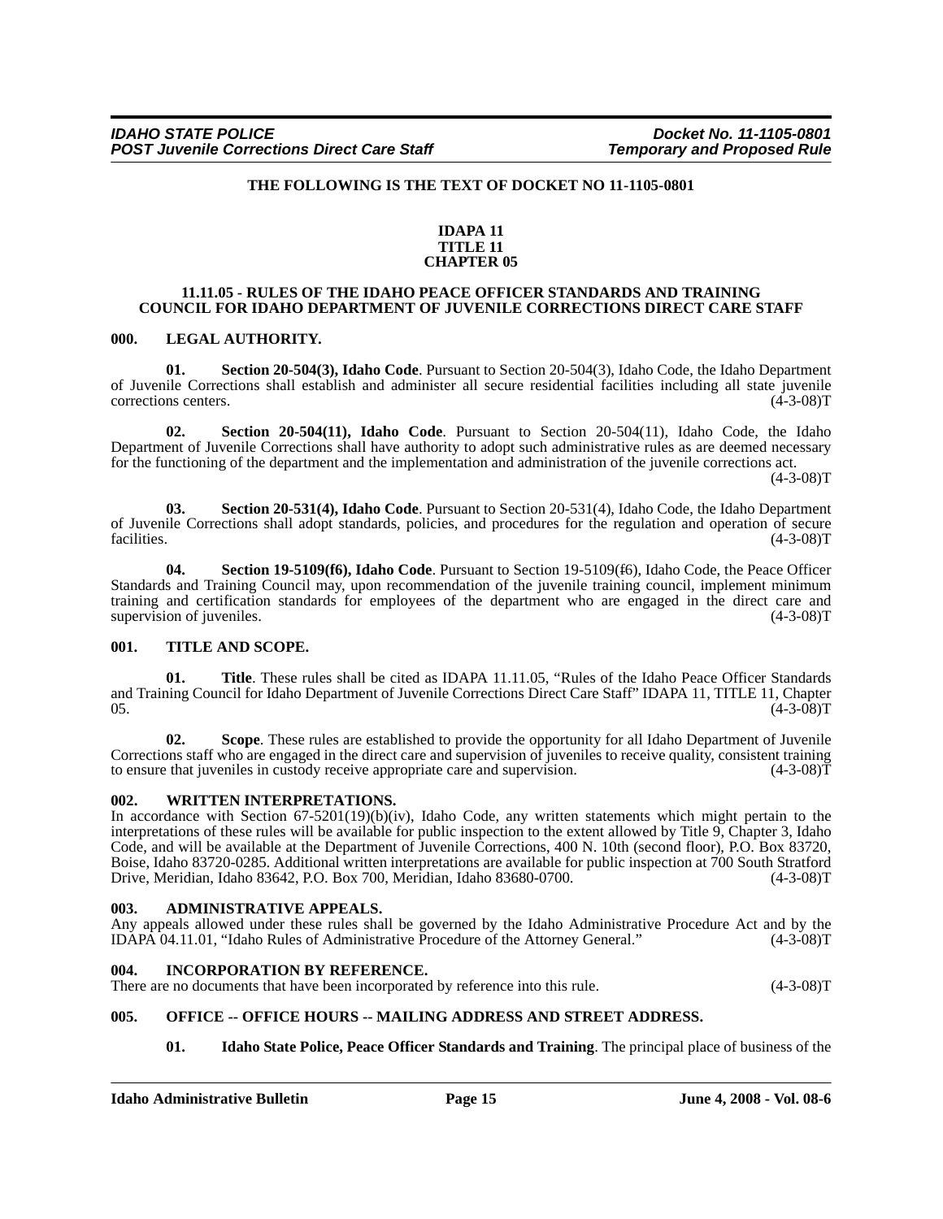**THE FOLLOWING IS THE TEXT OF DOCKET NO 11-1105-0801**

**IDAPA 11**
**TITLE 11**
**CHAPTER 05**

**11.11.05 - RULES OF THE IDAHO PEACE OFFICER STANDARDS AND TRAINING COUNCIL FOR IDAHO DEPARTMENT OF JUVENILE CORRECTIONS DIRECT CARE STAFF**

**000. LEGAL AUTHORITY.**

**01. Section 20-504(3), Idaho Code**. Pursuant to Section 20-504(3), Idaho Code, the Idaho Department of Juvenile Corrections shall establish and administer all secure residential facilities including all state juvenile corrections centers. (4-3-08)T

**02. Section 20-504(11), Idaho Code**. Pursuant to Section 20-504(11), Idaho Code, the Idaho Department of Juvenile Corrections shall have authority to adopt such administrative rules as are deemed necessary for the functioning of the department and the implementation and administration of the juvenile corrections act. (4-3-08)T

**03. Section 20-531(4), Idaho Code**. Pursuant to Section 20-531(4), Idaho Code, the Idaho Department of Juvenile Corrections shall adopt standards, policies, and procedures for the regulation and operation of secure facilities. (4-3-08)T

**04. Section 19-5109(f6), Idaho Code**. Pursuant to Section 19-5109(f6), Idaho Code, the Peace Officer Standards and Training Council may, upon recommendation of the juvenile training council, implement minimum training and certification standards for employees of the department who are engaged in the direct care and supervision of juveniles. (4-3-08)T

**001. TITLE AND SCOPE.**

**01. Title**. These rules shall be cited as IDAPA 11.11.05, "Rules of the Idaho Peace Officer Standards and Training Council for Idaho Department of Juvenile Corrections Direct Care Staff" IDAPA 11, TITLE 11, Chapter 05. (4-3-08)T

**02. Scope**. These rules are established to provide the opportunity for all Idaho Department of Juvenile Corrections staff who are engaged in the direct care and supervision of juveniles to receive quality, consistent training to ensure that juveniles in custody receive appropriate care and supervision. (4-3-08)T

**002. WRITTEN INTERPRETATIONS.**

In accordance with Section 67-5201(19)(b)(iv), Idaho Code, any written statements which might pertain to the interpretations of these rules will be available for public inspection to the extent allowed by Title 9, Chapter 3, Idaho Code, and will be available at the Department of Juvenile Corrections, 400 N. 10th (second floor), P.O. Box 83720, Boise, Idaho 83720-0285. Additional written interpretations are available for public inspection at 700 South Stratford Drive, Meridian, Idaho 83642, P.O. Box 700, Meridian, Idaho 83680-0700. (4-3-08)T

**003. ADMINISTRATIVE APPEALS.**

Any appeals allowed under these rules shall be governed by the Idaho Administrative Procedure Act and by the IDAPA 04.11.01, "Idaho Rules of Administrative Procedure of the Attorney General." (4-3-08)T

**004. INCORPORATION BY REFERENCE.**

There are no documents that have been incorporated by reference into this rule. (4-3-08)T

**005. OFFICE -- OFFICE HOURS -- MAILING ADDRESS AND STREET ADDRESS.**

**01. Idaho State Police, Peace Officer Standards and Training**. The principal place of business of the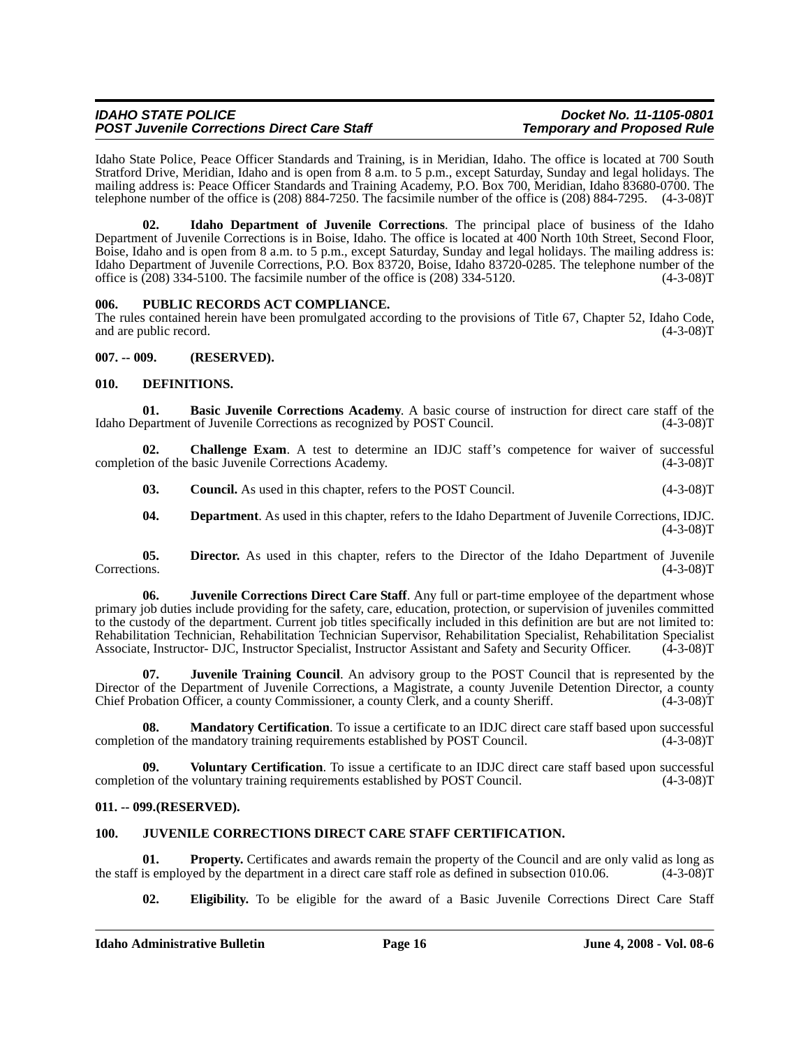Idaho State Police, Peace Officer Standards and Training, is in Meridian, Idaho. The office is located at 700 South Stratford Drive, Meridian, Idaho and is open from 8 a.m. to 5 p.m., except Saturday, Sunday and legal holidays. The mailing address is: Peace Officer Standards and Training Academy, P.O. Box 700, Meridian, Idaho 83680-0700. The telephone number of the office is (208) 884-7250. The facsimile number of the office is (208) 884-7295. (4-3-08)T

**02. Idaho Department of Juvenile Corrections**. The principal place of business of the Idaho Department of Juvenile Corrections is in Boise, Idaho. The office is located at 400 North 10th Street, Second Floor, Boise, Idaho and is open from 8 a.m. to 5 p.m., except Saturday, Sunday and legal holidays. The mailing address is: Idaho Department of Juvenile Corrections, P.O. Box 83720, Boise, Idaho 83720-0285. The telephone number of the office is (208) 334-5100. The facsimile number of the office is (208) 334-5120. (4-3-08)T

**006. PUBLIC RECORDS ACT COMPLIANCE.**

The rules contained herein have been promulgated according to the provisions of Title 67, Chapter 52, Idaho Code, and are public record. (4-3-08)T

**007. -- 009. (RESERVED).**

**010. DEFINITIONS.**

**01. Basic Juvenile Corrections Academy**. A basic course of instruction for direct care staff of the Idaho Department of Juvenile Corrections as recognized by POST Council. (4-3-08)T

**02. Challenge Exam**. A test to determine an IDJC staff's competence for waiver of successful completion of the basic Juvenile Corrections Academy. (4-3-08)T

**03. Council.** As used in this chapter, refers to the POST Council. (4-3-08)T

**04. Department**. As used in this chapter, refers to the Idaho Department of Juvenile Corrections, IDJC. (4-3-08)T

**05. Director.** As used in this chapter, refers to the Director of the Idaho Department of Juvenile Corrections. (4-3-08)T

**06. Juvenile Corrections Direct Care Staff**. Any full or part-time employee of the department whose primary job duties include providing for the safety, care, education, protection, or supervision of juveniles committed to the custody of the department. Current job titles specifically included in this definition are but are not limited to: Rehabilitation Technician, Rehabilitation Technician Supervisor, Rehabilitation Specialist, Rehabilitation Specialist Associate, Instructor- DJC, Instructor Specialist, Instructor Assistant and Safety and Security Officer. (4-3-08)T

**07. Juvenile Training Council**. An advisory group to the POST Council that is represented by the Director of the Department of Juvenile Corrections, a Magistrate, a county Juvenile Detention Director, a county Chief Probation Officer, a county Commissioner, a county Clerk, and a county Sheriff. (4-3-08)T

**08. Mandatory Certification**. To issue a certificate to an IDJC direct care staff based upon successful completion of the mandatory training requirements established by POST Council. (4-3-08)T

**09. Voluntary Certification**. To issue a certificate to an IDJC direct care staff based upon successful completion of the voluntary training requirements established by POST Council. (4-3-08)T

**011. -- 099.(RESERVED).**

**100. JUVENILE CORRECTIONS DIRECT CARE STAFF CERTIFICATION.**

**01. Property.** Certificates and awards remain the property of the Council and are only valid as long as the staff is employed by the department in a direct care staff role as defined in subsection 010.06. (4-3-08)T

**02. Eligibility.** To be eligible for the award of a Basic Juvenile Corrections Direct Care Staff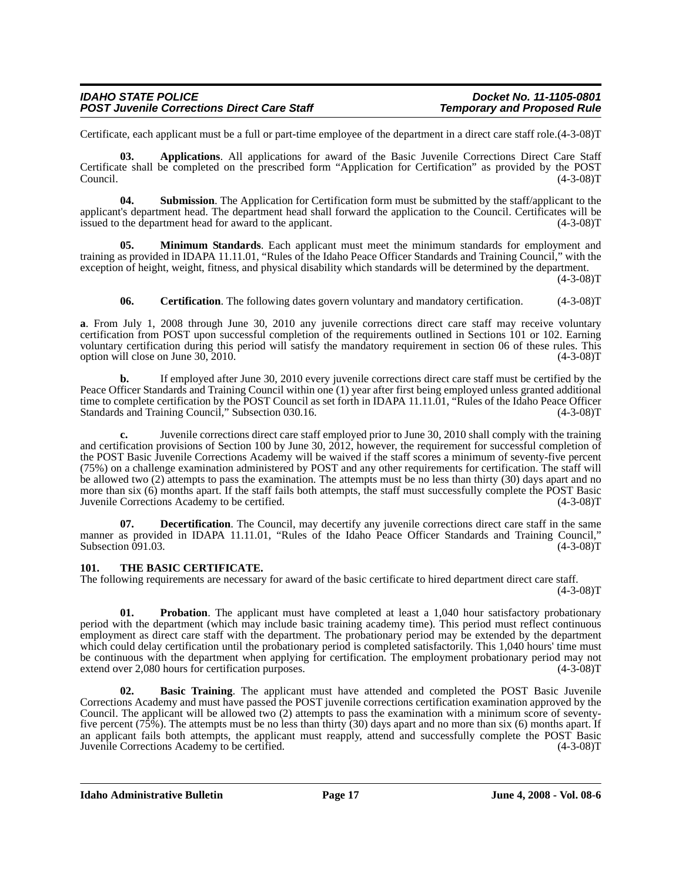Certificate, each applicant must be a full or part-time employee of the department in a direct care staff role.(4-3-08)T

**03. Applications**. All applications for award of the Basic Juvenile Corrections Direct Care Staff Certificate shall be completed on the prescribed form "Application for Certification" as provided by the POST Council. (4-3-08)T

**04. Submission**. The Application for Certification form must be submitted by the staff/applicant to the applicant's department head. The department head shall forward the application to the Council. Certificates will be issued to the department head for award to the applicant. (4-3-08)T

**05. Minimum Standards**. Each applicant must meet the minimum standards for employment and training as provided in IDAPA 11.11.01, "Rules of the Idaho Peace Officer Standards and Training Council," with the exception of height, weight, fitness, and physical disability which standards will be determined by the department. (4-3-08)T

**06. Certification**. The following dates govern voluntary and mandatory certification. (4-3-08)T

**a**. From July 1, 2008 through June 30, 2010 any juvenile corrections direct care staff may receive voluntary certification from POST upon successful completion of the requirements outlined in Sections 101 or 102. Earning voluntary certification during this period will satisfy the mandatory requirement in section 06 of these rules. This option will close on June 30, 2010. (4-3-08)T

**b.** If employed after June 30, 2010 every juvenile corrections direct care staff must be certified by the Peace Officer Standards and Training Council within one (1) year after first being employed unless granted additional time to complete certification by the POST Council as set forth in IDAPA 11.11.01, "Rules of the Idaho Peace Officer Standards and Training Council," Subsection 030.16. (4-3-08)T

**c.** Juvenile corrections direct care staff employed prior to June 30, 2010 shall comply with the training and certification provisions of Section 100 by June 30, 2012, however, the requirement for successful completion of the POST Basic Juvenile Corrections Academy will be waived if the staff scores a minimum of seventy-five percent (75%) on a challenge examination administered by POST and any other requirements for certification. The staff will be allowed two (2) attempts to pass the examination. The attempts must be no less than thirty (30) days apart and no more than six (6) months apart. If the staff fails both attempts, the staff must successfully complete the POST Basic Juvenile Corrections Academy to be certified. (4-3-08)T

**07. Decertification**. The Council, may decertify any juvenile corrections direct care staff in the same manner as provided in IDAPA 11.11.01, "Rules of the Idaho Peace Officer Standards and Training Council," Subsection 091.03. (4-3-08)T

### 101. THE BASIC CERTIFICATE.

The following requirements are necessary for award of the basic certificate to hired department direct care staff. (4-3-08)T

**01. Probation**. The applicant must have completed at least a 1,040 hour satisfactory probationary period with the department (which may include basic training academy time). This period must reflect continuous employment as direct care staff with the department. The probationary period may be extended by the department which could delay certification until the probationary period is completed satisfactorily. This 1,040 hours' time must be continuous with the department when applying for certification. The employment probationary period may not extend over 2,080 hours for certification purposes. (4-3-08)T

**02. Basic Training**. The applicant must have attended and completed the POST Basic Juvenile Corrections Academy and must have passed the POST juvenile corrections certification examination approved by the Council. The applicant will be allowed two (2) attempts to pass the examination with a minimum score of seventy-five percent (75%). The attempts must be no less than thirty (30) days apart and no more than six (6) months apart. If an applicant fails both attempts, the applicant must reapply, attend and successfully complete the POST Basic Juvenile Corrections Academy to be certified. (4-3-08)T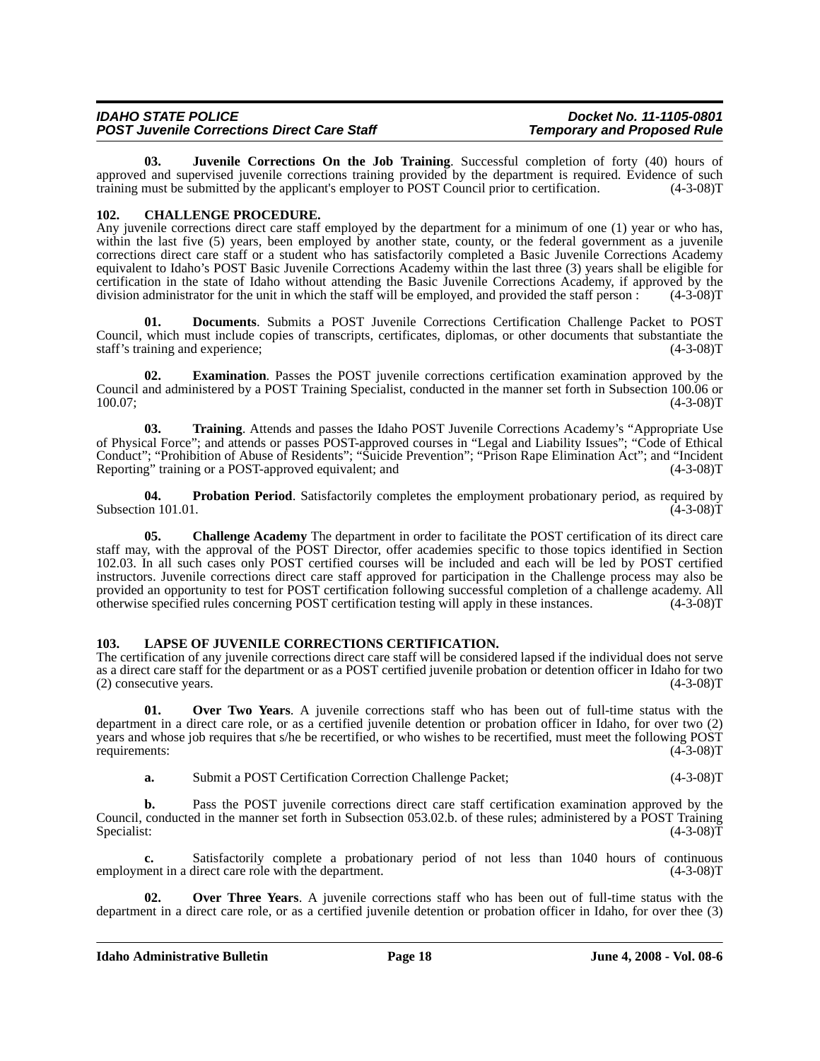**03. Juvenile Corrections On the Job Training**. Successful completion of forty (40) hours of approved and supervised juvenile corrections training provided by the department is required. Evidence of such training must be submitted by the applicant's employer to POST Council prior to certification. (4-3-08)T

**102. CHALLENGE PROCEDURE.**

Any juvenile corrections direct care staff employed by the department for a minimum of one (1) year or who has, within the last five (5) years, been employed by another state, county, or the federal government as a juvenile corrections direct care staff or a student who has satisfactorily completed a Basic Juvenile Corrections Academy equivalent to Idaho's POST Basic Juvenile Corrections Academy within the last three (3) years shall be eligible for certification in the state of Idaho without attending the Basic Juvenile Corrections Academy, if approved by the division administrator for the unit in which the staff will be employed, and provided the staff person : (4-3-08)T

**01. Documents**. Submits a POST Juvenile Corrections Certification Challenge Packet to POST Council, which must include copies of transcripts, certificates, diplomas, or other documents that substantiate the staff's training and experience; (4-3-08)T

**02. Examination**. Passes the POST juvenile corrections certification examination approved by the Council and administered by a POST Training Specialist, conducted in the manner set forth in Subsection 100.06 or 100.07; (4-3-08)T

**03. Training**. Attends and passes the Idaho POST Juvenile Corrections Academy's "Appropriate Use of Physical Force"; and attends or passes POST-approved courses in "Legal and Liability Issues"; "Code of Ethical Conduct"; "Prohibition of Abuse of Residents"; "Suicide Prevention"; "Prison Rape Elimination Act"; and "Incident Reporting" training or a POST-approved equivalent; and (4-3-08)T

**04. Probation Period**. Satisfactorily completes the employment probationary period, as required by Subsection 101.01. (4-3-08)T

**05. Challenge Academy** The department in order to facilitate the POST certification of its direct care staff may, with the approval of the POST Director, offer academies specific to those topics identified in Section 102.03. In all such cases only POST certified courses will be included and each will be led by POST certified instructors. Juvenile corrections direct care staff approved for participation in the Challenge process may also be provided an opportunity to test for POST certification following successful completion of a challenge academy. All otherwise specified rules concerning POST certification testing will apply in these instances. (4-3-08)T

**103. LAPSE OF JUVENILE CORRECTIONS CERTIFICATION.**

The certification of any juvenile corrections direct care staff will be considered lapsed if the individual does not serve as a direct care staff for the department or as a POST certified juvenile probation or detention officer in Idaho for two (2) consecutive years. (4-3-08)T

**01. Over Two Years**. A juvenile corrections staff who has been out of full-time status with the department in a direct care role, or as a certified juvenile detention or probation officer in Idaho, for over two (2) years and whose job requires that s/he be recertified, or who wishes to be recertified, must meet the following POST requirements: (4-3-08)T

**a.** Submit a POST Certification Correction Challenge Packet; (4-3-08)T

**b.** Pass the POST juvenile corrections direct care staff certification examination approved by the Council, conducted in the manner set forth in Subsection 053.02.b. of these rules; administered by a POST Training Specialist: (4-3-08)T

**c.** Satisfactorily complete a probationary period of not less than 1040 hours of continuous employment in a direct care role with the department. (4-3-08)T

**02. Over Three Years**. A juvenile corrections staff who has been out of full-time status with the department in a direct care role, or as a certified juvenile detention or probation officer in Idaho, for over thee (3)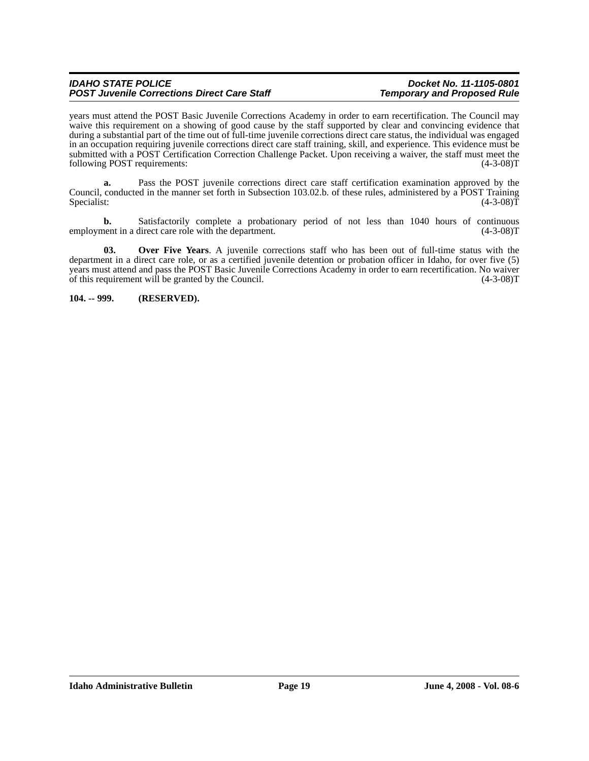years must attend the POST Basic Juvenile Corrections Academy in order to earn recertification. The Council may waive this requirement on a showing of good cause by the staff supported by clear and convincing evidence that during a substantial part of the time out of full-time juvenile corrections direct care status, the individual was engaged in an occupation requiring juvenile corrections direct care staff training, skill, and experience. This evidence must be submitted with a POST Certification Correction Challenge Packet. Upon receiving a waiver, the staff must meet the following POST requirements: (4-3-08)T

**a.** Pass the POST juvenile corrections direct care staff certification examination approved by the Council, conducted in the manner set forth in Subsection 103.02.b. of these rules, administered by a POST Training Specialist: (4-3-08)T

**b.** Satisfactorily complete a probationary period of not less than 1040 hours of continuous employment in a direct care role with the department. (4-3-08)T

**03. Over Five Years**. A juvenile corrections staff who has been out of full-time status with the department in a direct care role, or as a certified juvenile detention or probation officer in Idaho, for over five (5) years must attend and pass the POST Basic Juvenile Corrections Academy in order to earn recertification. No waiver of this requirement will be granted by the Council. (4-3-08)T

**104. -- 999. (RESERVED).**